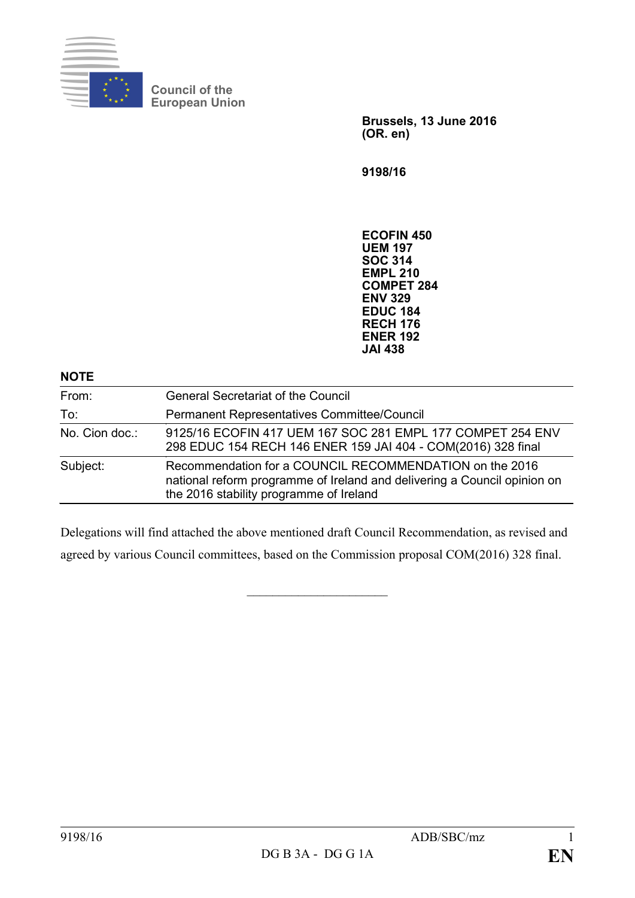Council of the European Union

**Brussels, 13 June 2016**
**(OR. en)**

**9198/16**

**ECOFIN 450**
**UEM 197**
**SOC 314**
**EMPL 210**
**COMPET 284**
**ENV 329**
**EDUC 184**
**RECH 176**
**ENER 192**
**JAI 438**

**NOTE**

| | |
|---|---|
| From: | General Secretariat of the Council |
| To: | Permanent Representatives Committee/Council |
| No. Cion doc.: | 9125/16 ECOFIN 417 UEM 167 SOC 281 EMPL 177 COMPET 254 ENV 298 EDUC 154 RECH 146 ENER 159 JAI 404 - COM(2016) 328 final |
| Subject: | Recommendation for a COUNCIL RECOMMENDATION on the 2016 national reform programme of Ireland and delivering a Council opinion on the 2016 stability programme of Ireland |

Delegations will find attached the above mentioned draft Council Recommendation, as revised and agreed by various Council committees, based on the Commission proposal COM(2016) 328 final.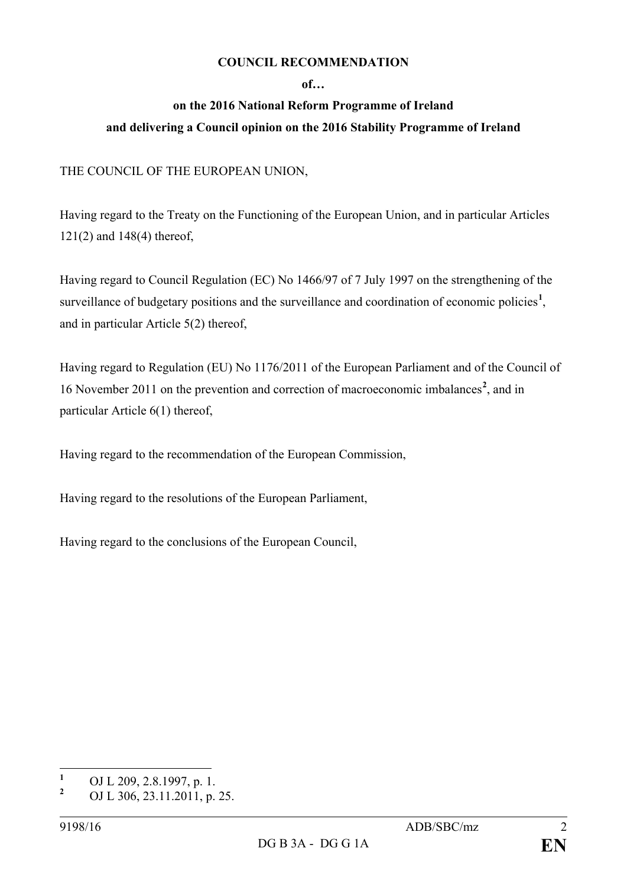**COUNCIL RECOMMENDATION**

**of…**

**on the 2016 National Reform Programme of Ireland**

**and delivering a Council opinion on the 2016 Stability Programme of Ireland**

THE COUNCIL OF THE EUROPEAN UNION,

Having regard to the Treaty on the Functioning of the European Union, and in particular Articles 121(2) and 148(4) thereof,

Having regard to Council Regulation (EC) No 1466/97 of 7 July 1997 on the strengthening of the surveillance of budgetary positions and the surveillance and coordination of economic policies[1], and in particular Article 5(2) thereof,

Having regard to Regulation (EU) No 1176/2011 of the European Parliament and of the Council of 16 November 2011 on the prevention and correction of macroeconomic imbalances[2], and in particular Article 6(1) thereof,

Having regard to the recommendation of the European Commission,

Having regard to the resolutions of the European Parliament,

Having regard to the conclusions of the European Council,

---

[1] OJ L 209, 2.8.1997, p. 1.

[2] OJ L 306, 23.11.2011, p. 25.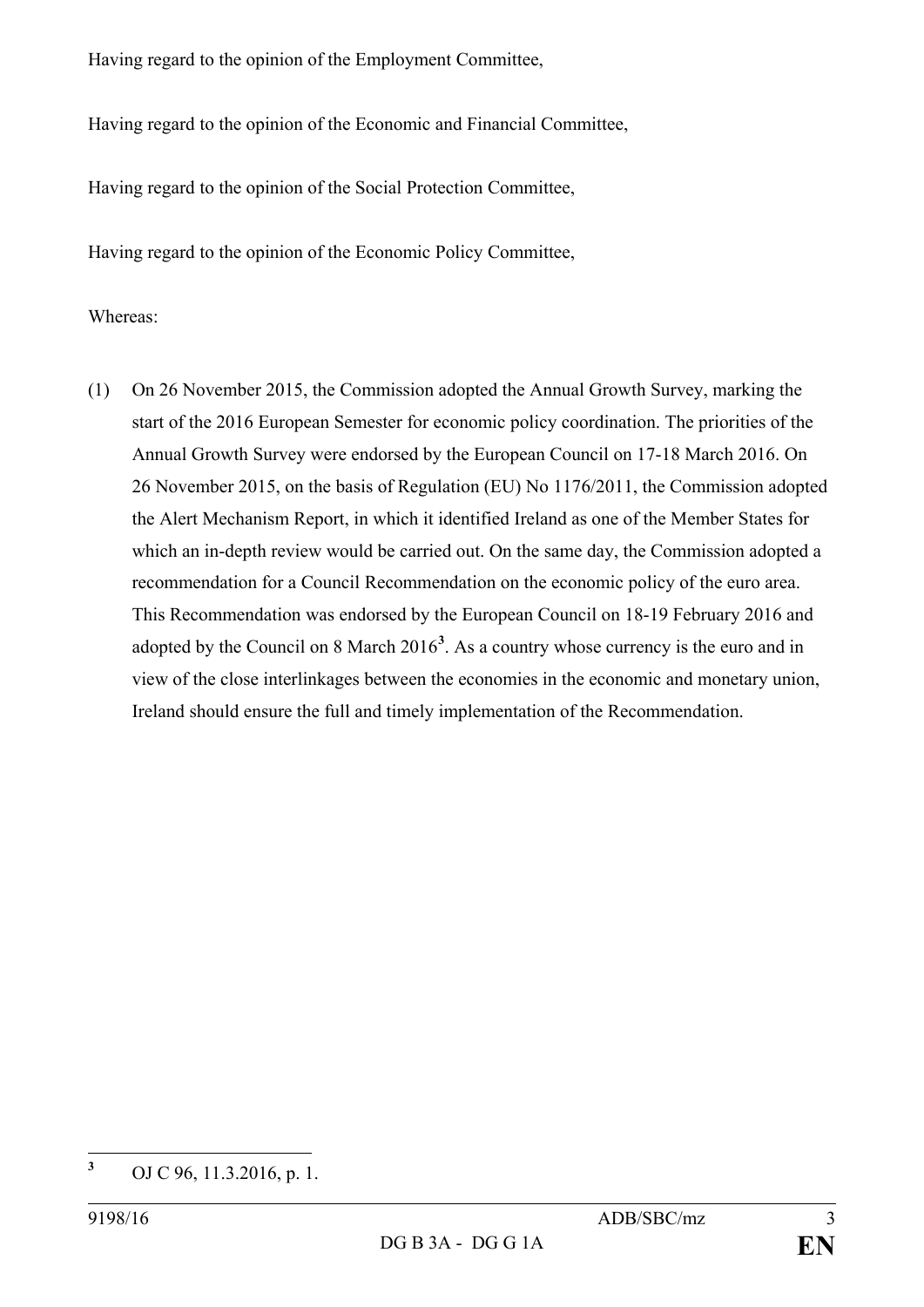Having regard to the opinion of the Employment Committee,

Having regard to the opinion of the Economic and Financial Committee,

Having regard to the opinion of the Social Protection Committee,

Having regard to the opinion of the Economic Policy Committee,

Whereas:

(1) On 26 November 2015, the Commission adopted the Annual Growth Survey, marking the start of the 2016 European Semester for economic policy coordination. The priorities of the Annual Growth Survey were endorsed by the European Council on 17-18 March 2016. On 26 November 2015, on the basis of Regulation (EU) No 1176/2011, the Commission adopted the Alert Mechanism Report, in which it identified Ireland as one of the Member States for which an in-depth review would be carried out. On the same day, the Commission adopted a recommendation for a Council Recommendation on the economic policy of the euro area. This Recommendation was endorsed by the European Council on 18-19 February 2016 and adopted by the Council on 8 March 2016[3]. As a country whose currency is the euro and in view of the close interlinkages between the economies in the economic and monetary union, Ireland should ensure the full and timely implementation of the Recommendation.

---

[3] OJ C 96, 11.3.2016, p. 1.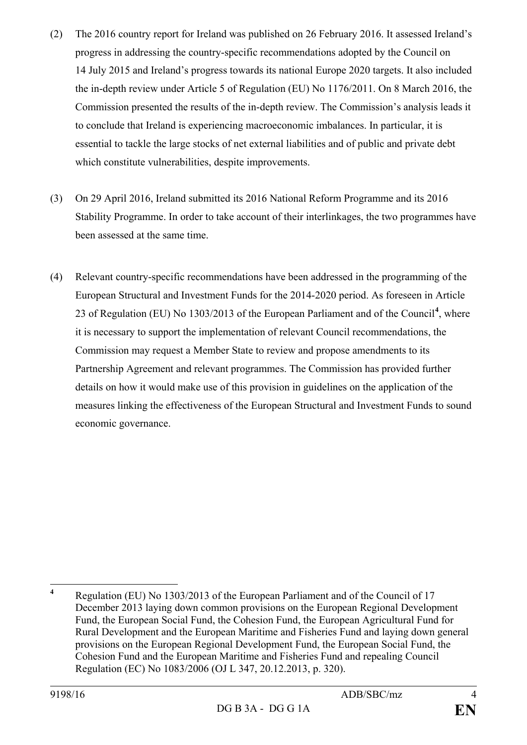(2) The 2016 country report for Ireland was published on 26 February 2016. It assessed Ireland's progress in addressing the country-specific recommendations adopted by the Council on 14 July 2015 and Ireland's progress towards its national Europe 2020 targets. It also included the in-depth review under Article 5 of Regulation (EU) No 1176/2011. On 8 March 2016, the Commission presented the results of the in-depth review. The Commission's analysis leads it to conclude that Ireland is experiencing macroeconomic imbalances. In particular, it is essential to tackle the large stocks of net external liabilities and of public and private debt which constitute vulnerabilities, despite improvements.

(3) On 29 April 2016, Ireland submitted its 2016 National Reform Programme and its 2016 Stability Programme. In order to take account of their interlinkages, the two programmes have been assessed at the same time.

(4) Relevant country-specific recommendations have been addressed in the programming of the European Structural and Investment Funds for the 2014-2020 period. As foreseen in Article 23 of Regulation (EU) No 1303/2013 of the European Parliament and of the Council[4], where it is necessary to support the implementation of relevant Council recommendations, the Commission may request a Member State to review and propose amendments to its Partnership Agreement and relevant programmes. The Commission has provided further details on how it would make use of this provision in guidelines on the application of the measures linking the effectiveness of the European Structural and Investment Funds to sound economic governance.

---

[4] Regulation (EU) No 1303/2013 of the European Parliament and of the Council of 17 December 2013 laying down common provisions on the European Regional Development Fund, the European Social Fund, the Cohesion Fund, the European Agricultural Fund for Rural Development and the European Maritime and Fisheries Fund and laying down general provisions on the European Regional Development Fund, the European Social Fund, the Cohesion Fund and the European Maritime and Fisheries Fund and repealing Council Regulation (EC) No 1083/2006 (OJ L 347, 20.12.2013, p. 320).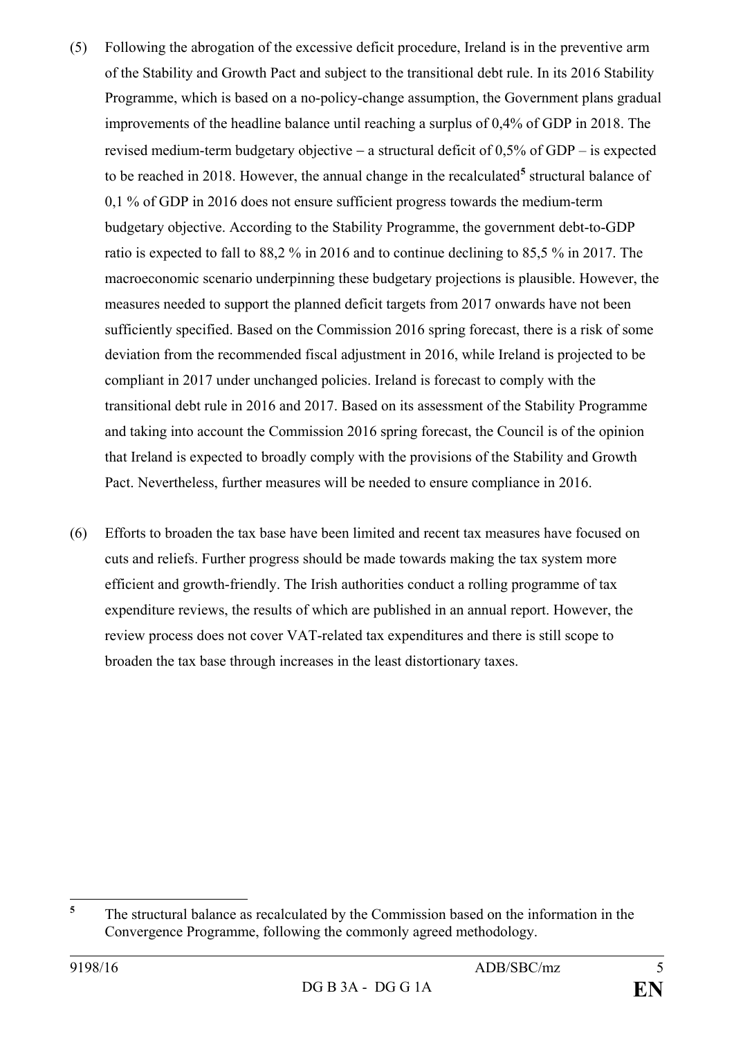(5) Following the abrogation of the excessive deficit procedure, Ireland is in the preventive arm of the Stability and Growth Pact and subject to the transitional debt rule. In its 2016 Stability Programme, which is based on a no-policy-change assumption, the Government plans gradual improvements of the headline balance until reaching a surplus of 0,4% of GDP in 2018. The revised medium-term budgetary objective – a structural deficit of 0,5% of GDP – is expected to be reached in 2018. However, the annual change in the recalculated[5] structural balance of 0,1 % of GDP in 2016 does not ensure sufficient progress towards the medium-term budgetary objective. According to the Stability Programme, the government debt-to-GDP ratio is expected to fall to 88,2 % in 2016 and to continue declining to 85,5 % in 2017. The macroeconomic scenario underpinning these budgetary projections is plausible. However, the measures needed to support the planned deficit targets from 2017 onwards have not been sufficiently specified. Based on the Commission 2016 spring forecast, there is a risk of some deviation from the recommended fiscal adjustment in 2016, while Ireland is projected to be compliant in 2017 under unchanged policies. Ireland is forecast to comply with the transitional debt rule in 2016 and 2017. Based on its assessment of the Stability Programme and taking into account the Commission 2016 spring forecast, the Council is of the opinion that Ireland is expected to broadly comply with the provisions of the Stability and Growth Pact. Nevertheless, further measures will be needed to ensure compliance in 2016.

(6) Efforts to broaden the tax base have been limited and recent tax measures have focused on cuts and reliefs. Further progress should be made towards making the tax system more efficient and growth-friendly. The Irish authorities conduct a rolling programme of tax expenditure reviews, the results of which are published in an annual report. However, the review process does not cover VAT-related tax expenditures and there is still scope to broaden the tax base through increases in the least distortionary taxes.

---

[5] The structural balance as recalculated by the Commission based on the information in the Convergence Programme, following the commonly agreed methodology.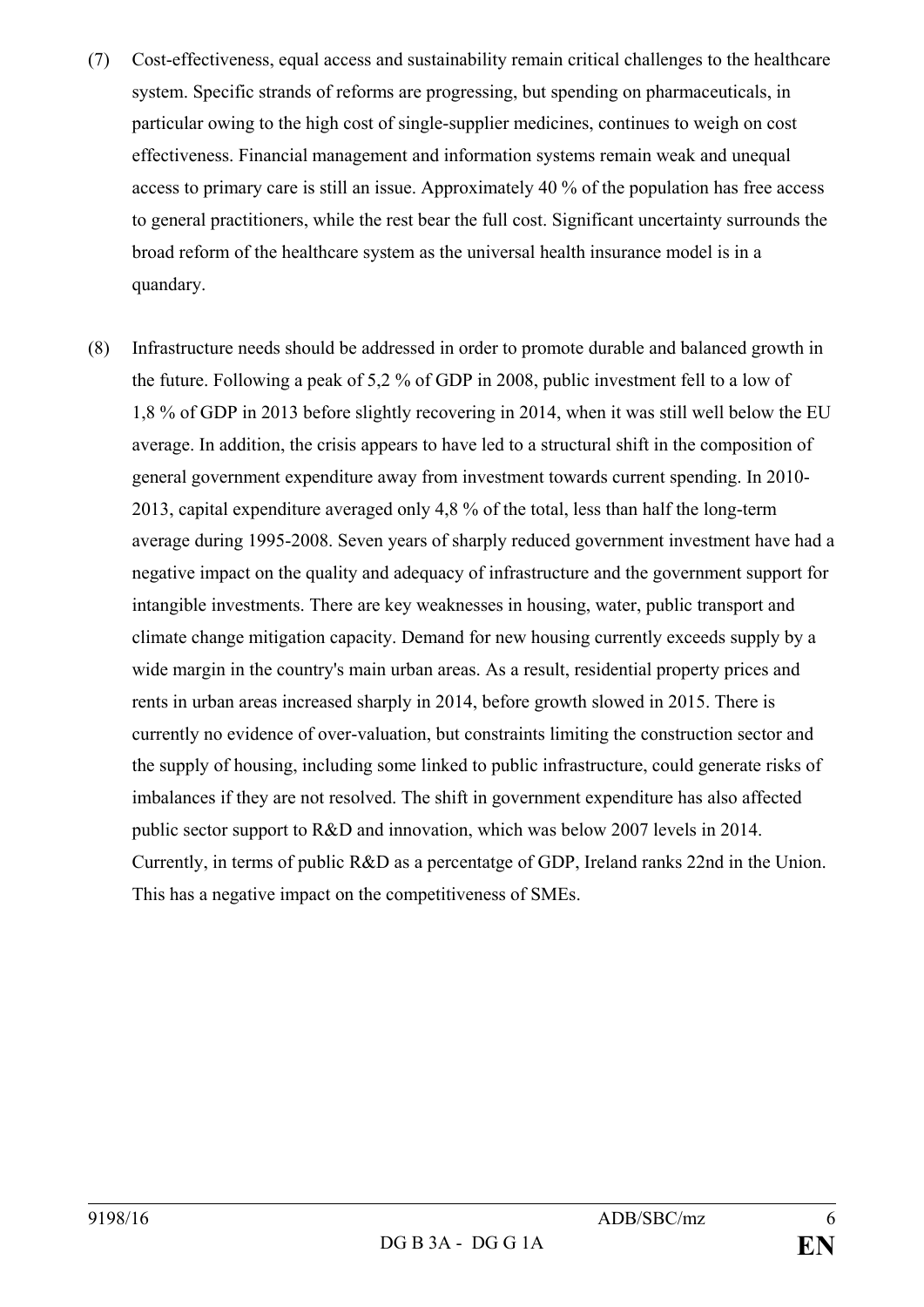(7) Cost-effectiveness, equal access and sustainability remain critical challenges to the healthcare system. Specific strands of reforms are progressing, but spending on pharmaceuticals, in particular owing to the high cost of single-supplier medicines, continues to weigh on cost effectiveness. Financial management and information systems remain weak and unequal access to primary care is still an issue. Approximately 40 % of the population has free access to general practitioners, while the rest bear the full cost. Significant uncertainty surrounds the broad reform of the healthcare system as the universal health insurance model is in a quandary.

(8) Infrastructure needs should be addressed in order to promote durable and balanced growth in the future. Following a peak of 5,2 % of GDP in 2008, public investment fell to a low of 1,8 % of GDP in 2013 before slightly recovering in 2014, when it was still well below the EU average. In addition, the crisis appears to have led to a structural shift in the composition of general government expenditure away from investment towards current spending. In 2010-2013, capital expenditure averaged only 4,8 % of the total, less than half the long-term average during 1995-2008. Seven years of sharply reduced government investment have had a negative impact on the quality and adequacy of infrastructure and the government support for intangible investments. There are key weaknesses in housing, water, public transport and climate change mitigation capacity. Demand for new housing currently exceeds supply by a wide margin in the country's main urban areas. As a result, residential property prices and rents in urban areas increased sharply in 2014, before growth slowed in 2015. There is currently no evidence of over-valuation, but constraints limiting the construction sector and the supply of housing, including some linked to public infrastructure, could generate risks of imbalances if they are not resolved. The shift in government expenditure has also affected public sector support to R&D and innovation, which was below 2007 levels in 2014. Currently, in terms of public R&D as a percentatge of GDP, Ireland ranks 22nd in the Union. This has a negative impact on the competitiveness of SMEs.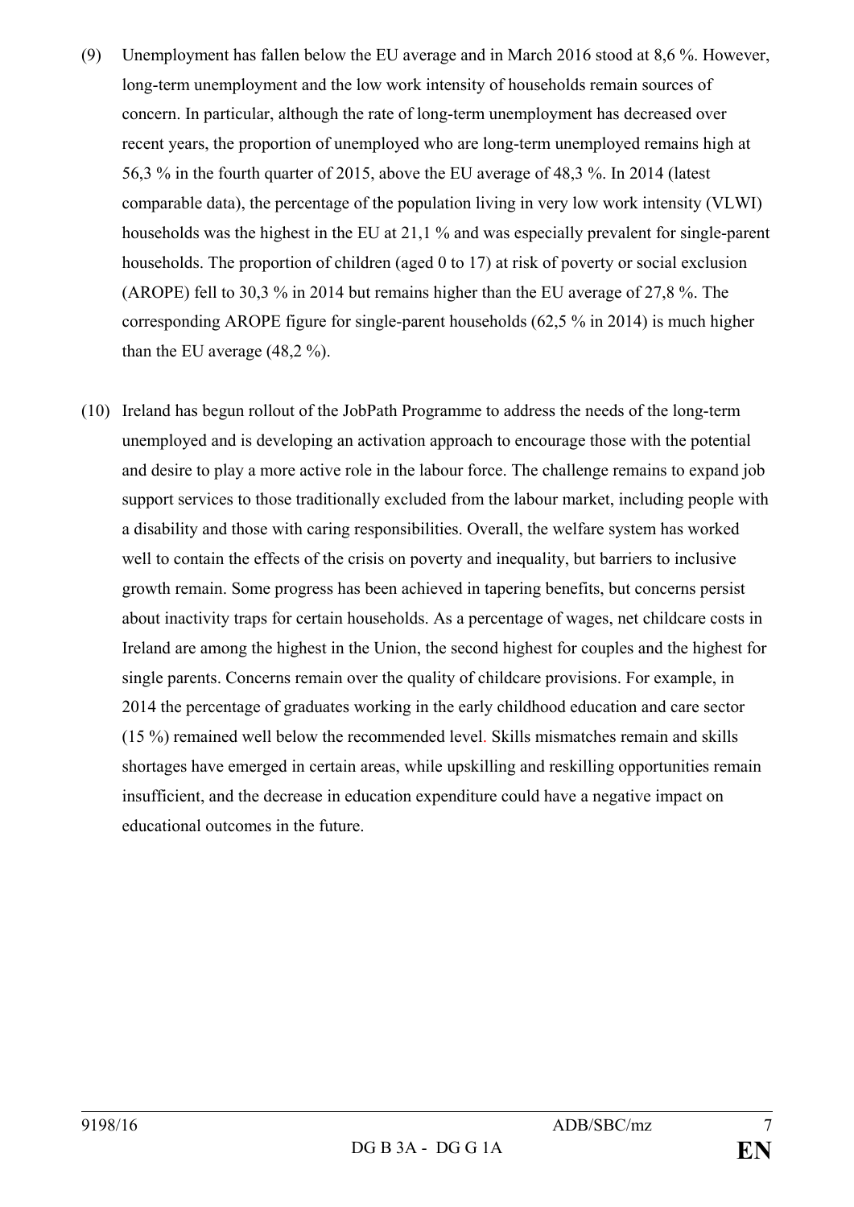(9) Unemployment has fallen below the EU average and in March 2016 stood at 8,6 %. However, long-term unemployment and the low work intensity of households remain sources of concern. In particular, although the rate of long-term unemployment has decreased over recent years, the proportion of unemployed who are long-term unemployed remains high at 56,3 % in the fourth quarter of 2015, above the EU average of 48,3 %. In 2014 (latest comparable data), the percentage of the population living in very low work intensity (VLWI) households was the highest in the EU at 21,1 % and was especially prevalent for single-parent households. The proportion of children (aged 0 to 17) at risk of poverty or social exclusion (AROPE) fell to 30,3 % in 2014 but remains higher than the EU average of 27,8 %. The corresponding AROPE figure for single-parent households (62,5 % in 2014) is much higher than the EU average (48,2 %).

(10) Ireland has begun rollout of the JobPath Programme to address the needs of the long-term unemployed and is developing an activation approach to encourage those with the potential and desire to play a more active role in the labour force. The challenge remains to expand job support services to those traditionally excluded from the labour market, including people with a disability and those with caring responsibilities. Overall, the welfare system has worked well to contain the effects of the crisis on poverty and inequality, but barriers to inclusive growth remain. Some progress has been achieved in tapering benefits, but concerns persist about inactivity traps for certain households. As a percentage of wages, net childcare costs in Ireland are among the highest in the Union, the second highest for couples and the highest for single parents. Concerns remain over the quality of childcare provisions. For example, in 2014 the percentage of graduates working in the early childhood education and care sector (15 %) remained well below the recommended level. Skills mismatches remain and skills shortages have emerged in certain areas, while upskilling and reskilling opportunities remain insufficient, and the decrease in education expenditure could have a negative impact on educational outcomes in the future.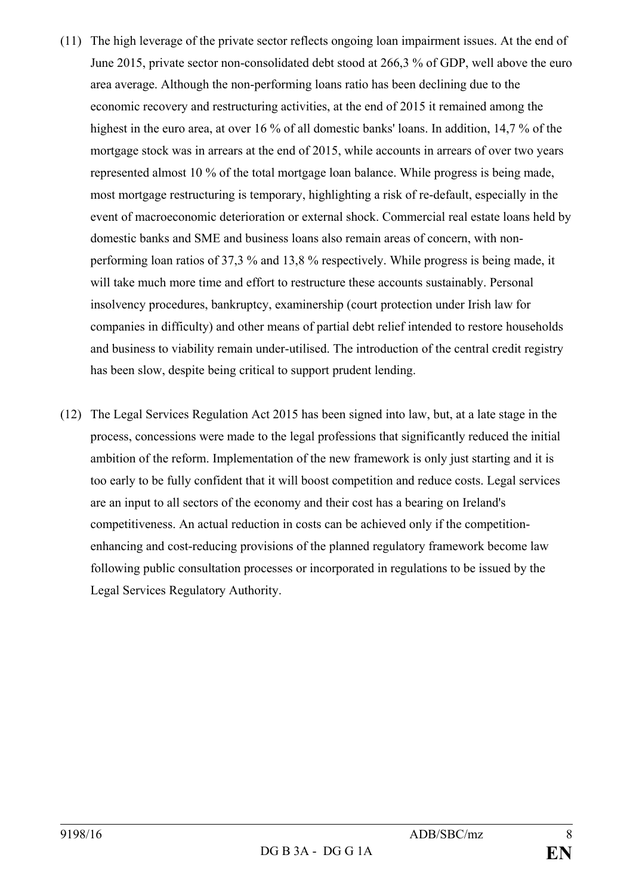(11) The high leverage of the private sector reflects ongoing loan impairment issues. At the end of June 2015, private sector non-consolidated debt stood at 266,3 % of GDP, well above the euro area average. Although the non-performing loans ratio has been declining due to the economic recovery and restructuring activities, at the end of 2015 it remained among the highest in the euro area, at over 16 % of all domestic banks' loans. In addition, 14,7 % of the mortgage stock was in arrears at the end of 2015, while accounts in arrears of over two years represented almost 10 % of the total mortgage loan balance. While progress is being made, most mortgage restructuring is temporary, highlighting a risk of re-default, especially in the event of macroeconomic deterioration or external shock. Commercial real estate loans held by domestic banks and SME and business loans also remain areas of concern, with non-performing loan ratios of 37,3 % and 13,8 % respectively. While progress is being made, it will take much more time and effort to restructure these accounts sustainably. Personal insolvency procedures, bankruptcy, examinership (court protection under Irish law for companies in difficulty) and other means of partial debt relief intended to restore households and business to viability remain under-utilised. The introduction of the central credit registry has been slow, despite being critical to support prudent lending.

(12) The Legal Services Regulation Act 2015 has been signed into law, but, at a late stage in the process, concessions were made to the legal professions that significantly reduced the initial ambition of the reform. Implementation of the new framework is only just starting and it is too early to be fully confident that it will boost competition and reduce costs. Legal services are an input to all sectors of the economy and their cost has a bearing on Ireland's competitiveness. An actual reduction in costs can be achieved only if the competition-enhancing and cost-reducing provisions of the planned regulatory framework become law following public consultation processes or incorporated in regulations to be issued by the Legal Services Regulatory Authority.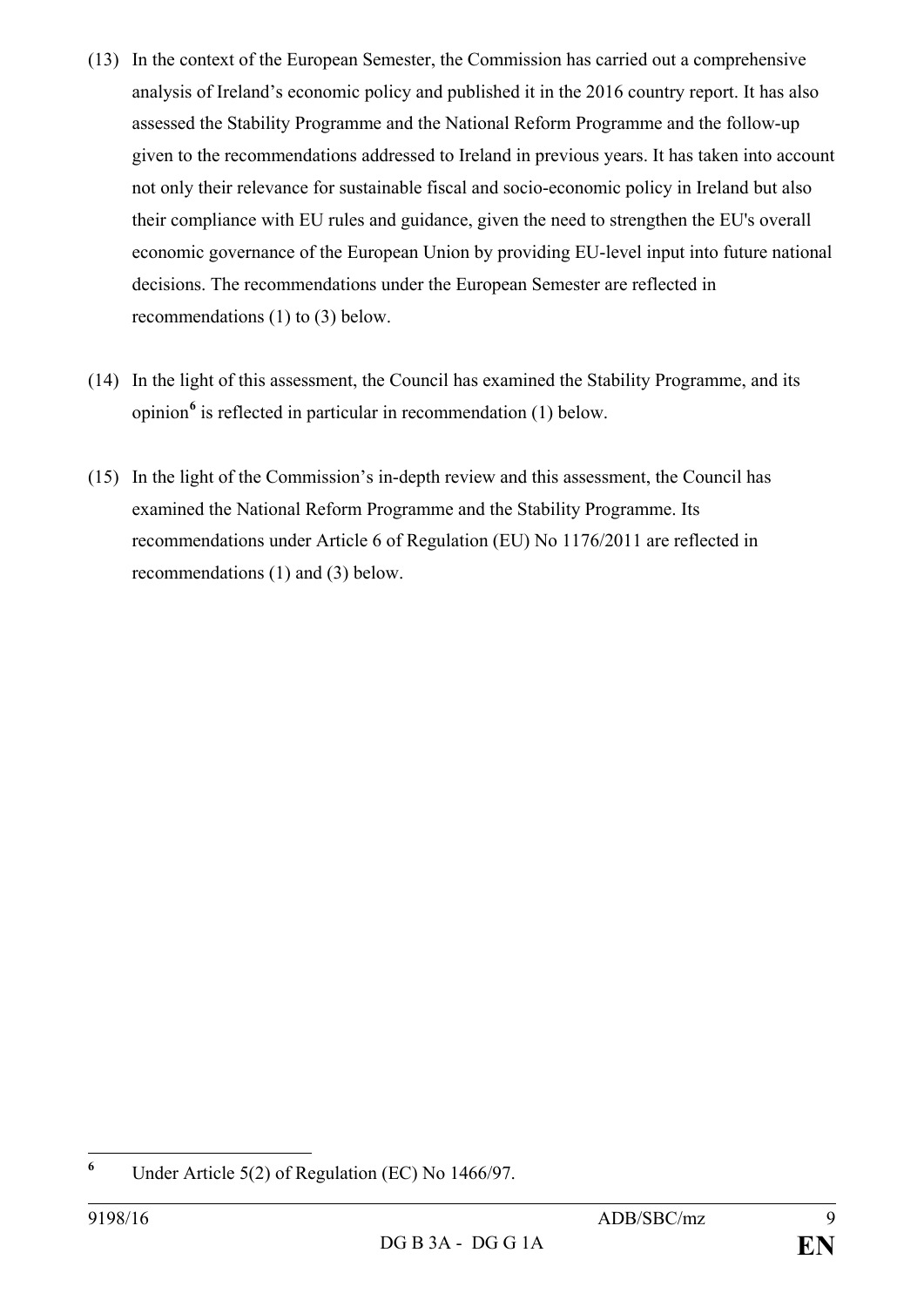(13) In the context of the European Semester, the Commission has carried out a comprehensive analysis of Ireland's economic policy and published it in the 2016 country report. It has also assessed the Stability Programme and the National Reform Programme and the follow-up given to the recommendations addressed to Ireland in previous years. It has taken into account not only their relevance for sustainable fiscal and socio-economic policy in Ireland but also their compliance with EU rules and guidance, given the need to strengthen the EU's overall economic governance of the European Union by providing EU-level input into future national decisions. The recommendations under the European Semester are reflected in recommendations (1) to (3) below.

(14) In the light of this assessment, the Council has examined the Stability Programme, and its opinion[6] is reflected in particular in recommendation (1) below.

(15) In the light of the Commission's in-depth review and this assessment, the Council has examined the National Reform Programme and the Stability Programme. Its recommendations under Article 6 of Regulation (EU) No 1176/2011 are reflected in recommendations (1) and (3) below.

---

[6] Under Article 5(2) of Regulation (EC) No 1466/97.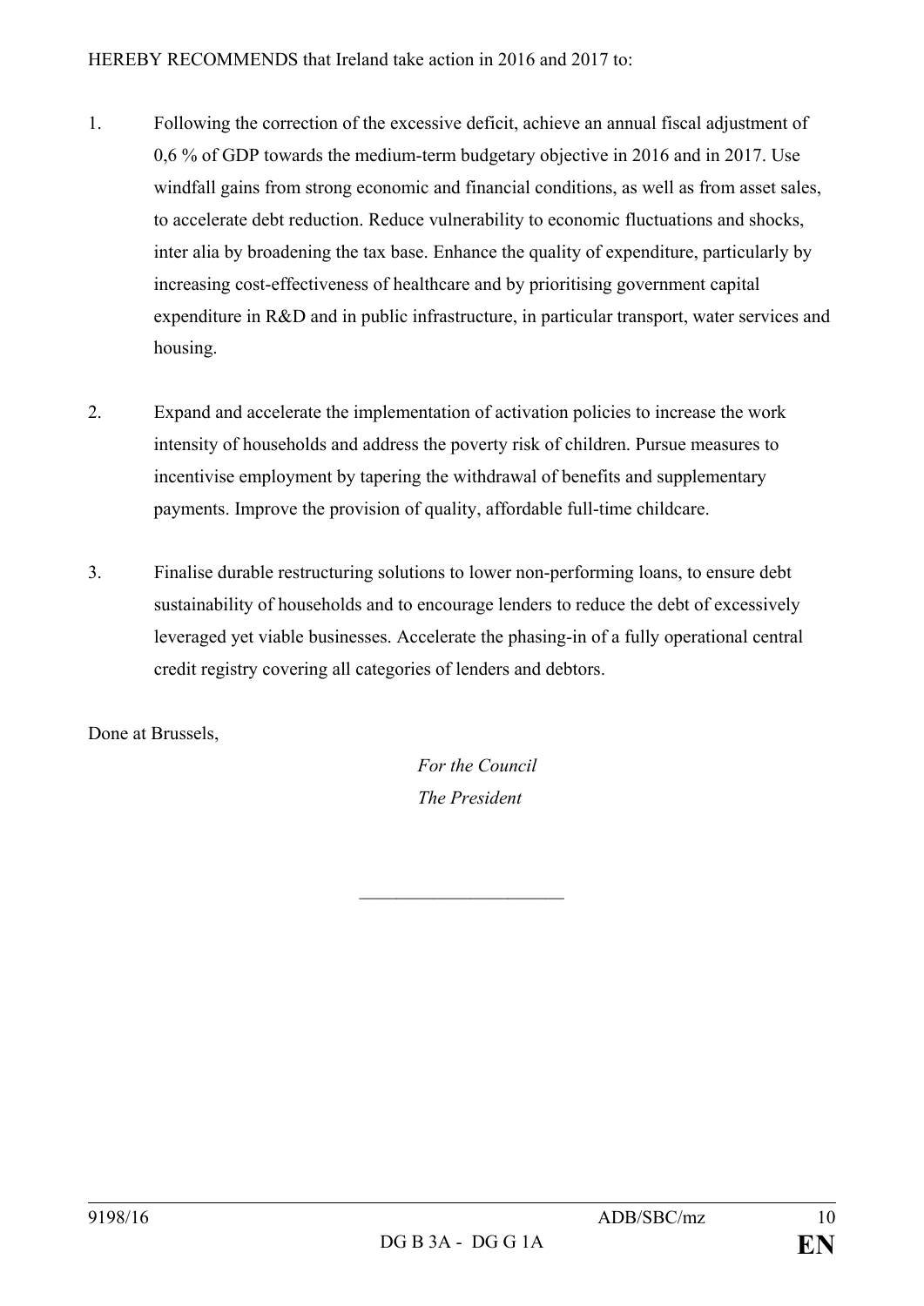HEREBY RECOMMENDS that Ireland take action in 2016 and 2017 to:

1. Following the correction of the excessive deficit, achieve an annual fiscal adjustment of 0,6 % of GDP towards the medium-term budgetary objective in 2016 and in 2017. Use windfall gains from strong economic and financial conditions, as well as from asset sales, to accelerate debt reduction. Reduce vulnerability to economic fluctuations and shocks, inter alia by broadening the tax base. Enhance the quality of expenditure, particularly by increasing cost-effectiveness of healthcare and by prioritising government capital expenditure in R&D and in public infrastructure, in particular transport, water services and housing.

2. Expand and accelerate the implementation of activation policies to increase the work intensity of households and address the poverty risk of children. Pursue measures to incentivise employment by tapering the withdrawal of benefits and supplementary payments. Improve the provision of quality, affordable full-time childcare.

3. Finalise durable restructuring solutions to lower non-performing loans, to ensure debt sustainability of households and to encourage lenders to reduce the debt of excessively leveraged yet viable businesses. Accelerate the phasing-in of a fully operational central credit registry covering all categories of lenders and debtors.

Done at Brussels,

*For the Council*
*The President*